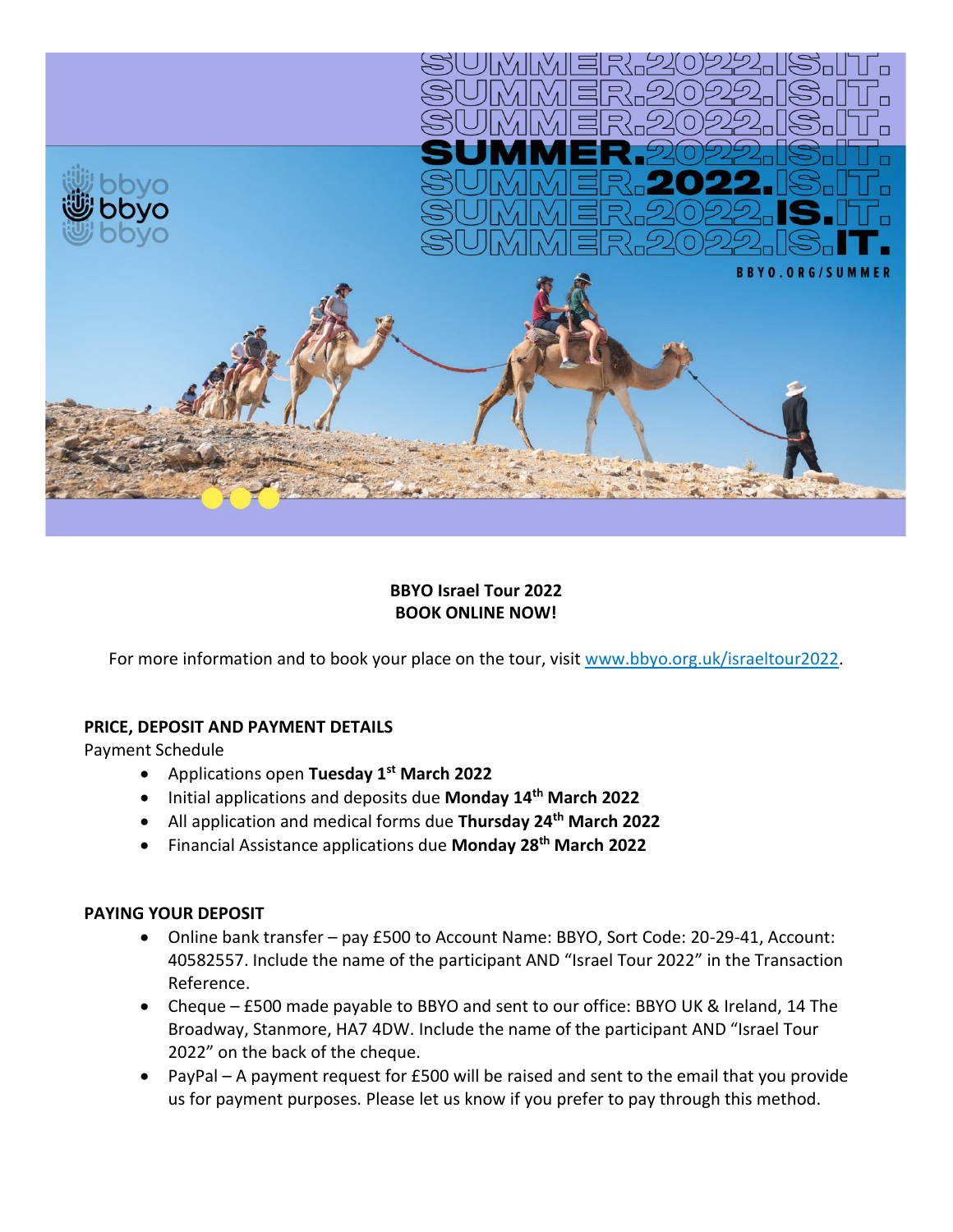**BBYO Israel Tour 2022**
**BOOK ONLINE NOW!**

For more information and to book your place on the tour, visit [www.bbyo.org.uk/israeltour2022](www.bbyo.org.uk/israeltour2022).

**PRICE, DEPOSIT AND PAYMENT DETAILS**

Payment Schedule

- Applications open **Tuesday 1st March 2022**
- Initial applications and deposits due **Monday 14th March 2022**
- All application and medical forms due **Thursday 24th March 2022**
- Financial Assistance applications due **Monday 28th March 2022**

**PAYING YOUR DEPOSIT**

- Online bank transfer – pay £500 to Account Name: BBYO, Sort Code: 20-29-41, Account: 40582557. Include the name of the participant AND "Israel Tour 2022" in the Transaction Reference.
- Cheque – £500 made payable to BBYO and sent to our office: BBYO UK & Ireland, 14 The Broadway, Stanmore, HA7 4DW. Include the name of the participant AND "Israel Tour 2022" on the back of the cheque.
- PayPal – A payment request for £500 will be raised and sent to the email that you provide us for payment purposes. Please let us know if you prefer to pay through this method.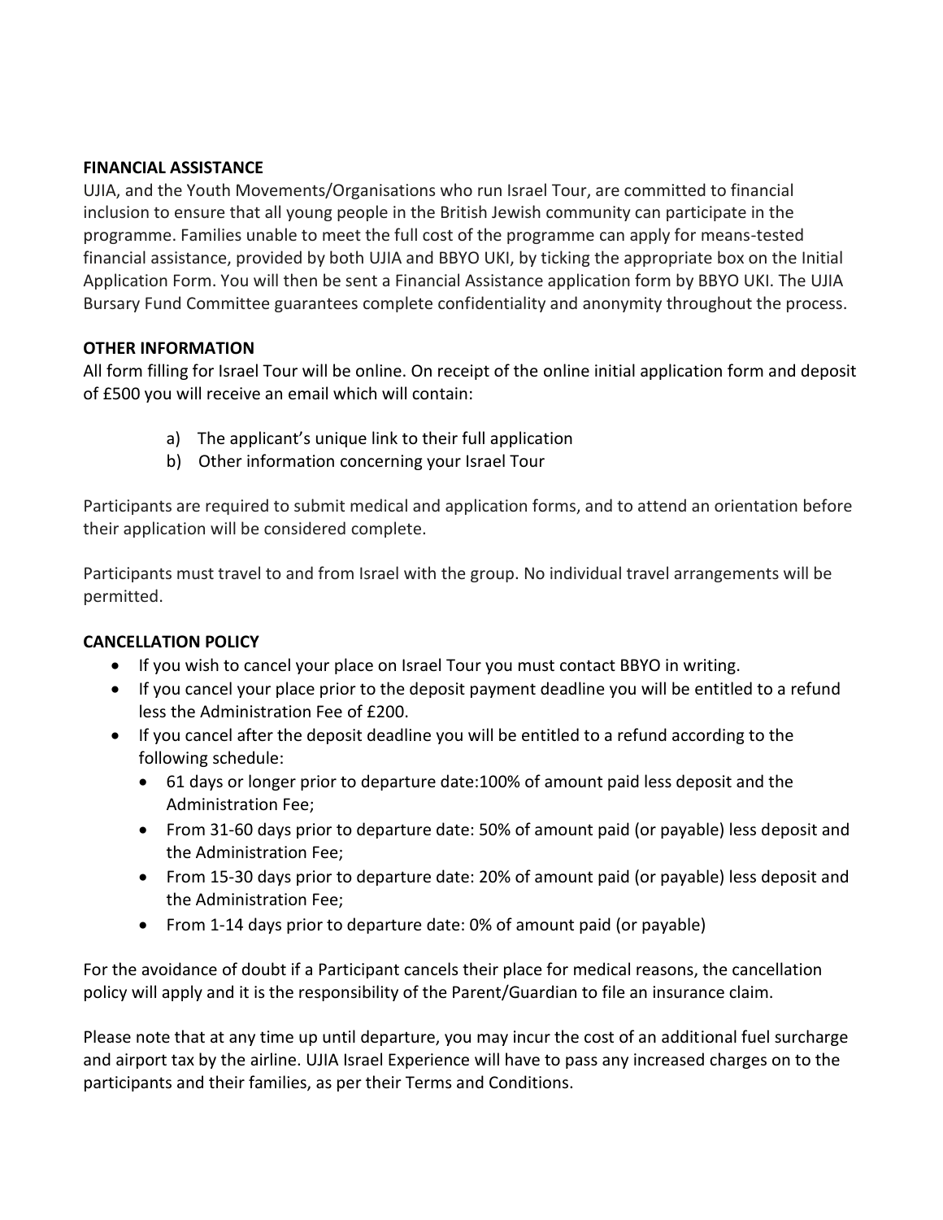**FINANCIAL ASSISTANCE**

UJIA, and the Youth Movements/Organisations who run Israel Tour, are committed to financial inclusion to ensure that all young people in the British Jewish community can participate in the programme. Families unable to meet the full cost of the programme can apply for means-tested financial assistance, provided by both UJIA and BBYO UKI, by ticking the appropriate box on the Initial Application Form. You will then be sent a Financial Assistance application form by BBYO UKI. The UJIA Bursary Fund Committee guarantees complete confidentiality and anonymity throughout the process.

**OTHER INFORMATION**

All form filling for Israel Tour will be online. On receipt of the online initial application form and deposit of £500 you will receive an email which will contain:

a) The applicant's unique link to their full application
b) Other information concerning your Israel Tour

Participants are required to submit medical and application forms, and to attend an orientation before their application will be considered complete.

Participants must travel to and from Israel with the group. No individual travel arrangements will be permitted.

**CANCELLATION POLICY**

- If you wish to cancel your place on Israel Tour you must contact BBYO in writing.
- If you cancel your place prior to the deposit payment deadline you will be entitled to a refund less the Administration Fee of £200.
- If you cancel after the deposit deadline you will be entitled to a refund according to the following schedule:
  - 61 days or longer prior to departure date:100% of amount paid less deposit and the Administration Fee;
  - From 31-60 days prior to departure date: 50% of amount paid (or payable) less deposit and the Administration Fee;
  - From 15-30 days prior to departure date: 20% of amount paid (or payable) less deposit and the Administration Fee;
  - From 1-14 days prior to departure date: 0% of amount paid (or payable)

For the avoidance of doubt if a Participant cancels their place for medical reasons, the cancellation policy will apply and it is the responsibility of the Parent/Guardian to file an insurance claim.

Please note that at any time up until departure, you may incur the cost of an additional fuel surcharge and airport tax by the airline. UJIA Israel Experience will have to pass any increased charges on to the participants and their families, as per their Terms and Conditions.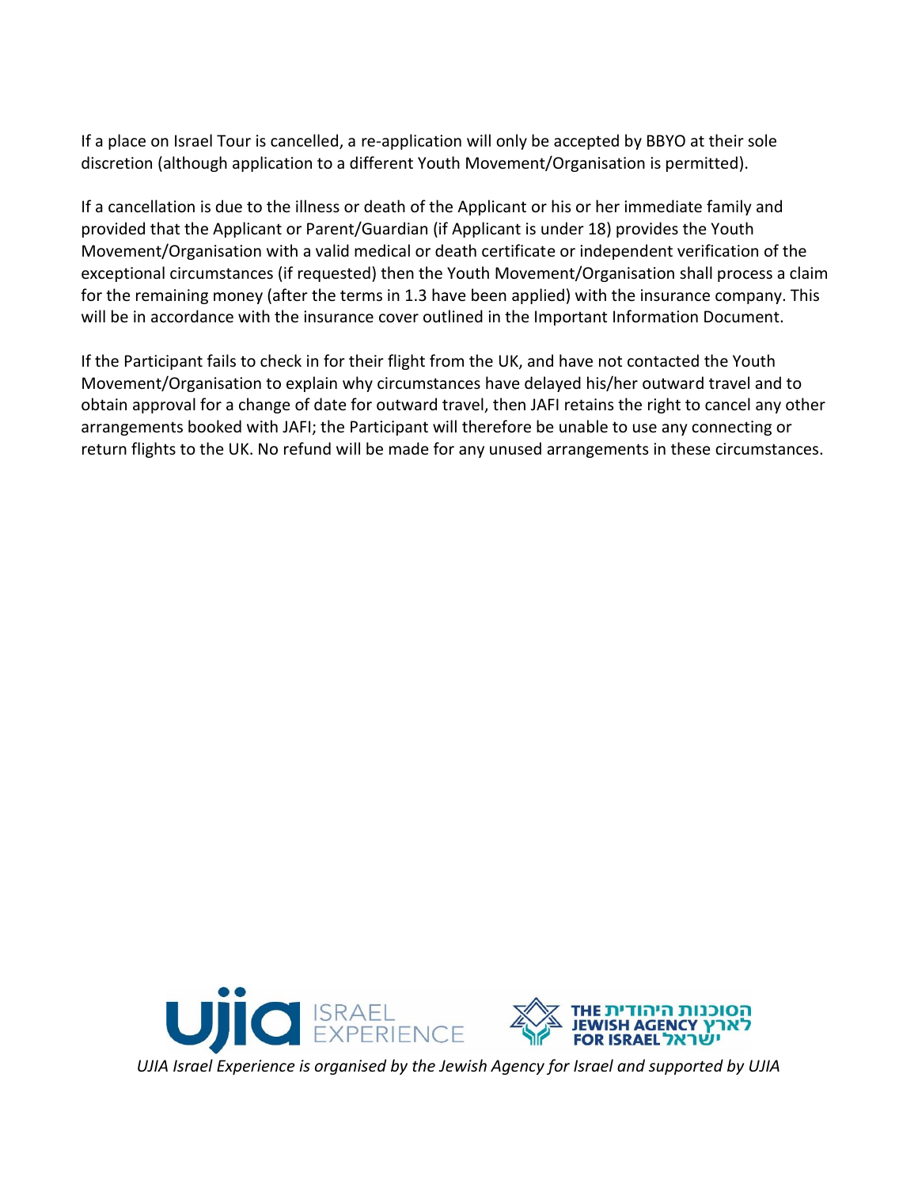If a place on Israel Tour is cancelled, a re-application will only be accepted by BBYO at their sole discretion (although application to a different Youth Movement/Organisation is permitted).

If a cancellation is due to the illness or death of the Applicant or his or her immediate family and provided that the Applicant or Parent/Guardian (if Applicant is under 18) provides the Youth Movement/Organisation with a valid medical or death certificate or independent verification of the exceptional circumstances (if requested) then the Youth Movement/Organisation shall process a claim for the remaining money (after the terms in 1.3 have been applied) with the insurance company. This will be in accordance with the insurance cover outlined in the Important Information Document.

If the Participant fails to check in for their flight from the UK, and have not contacted the Youth Movement/Organisation to explain why circumstances have delayed his/her outward travel and to obtain approval for a change of date for outward travel, then JAFI retains the right to cancel any other arrangements booked with JAFI; the Participant will therefore be unable to use any connecting or return flights to the UK. No refund will be made for any unused arrangements in these circumstances.

*UJIA Israel Experience is organised by the Jewish Agency for Israel and supported by UJIA*